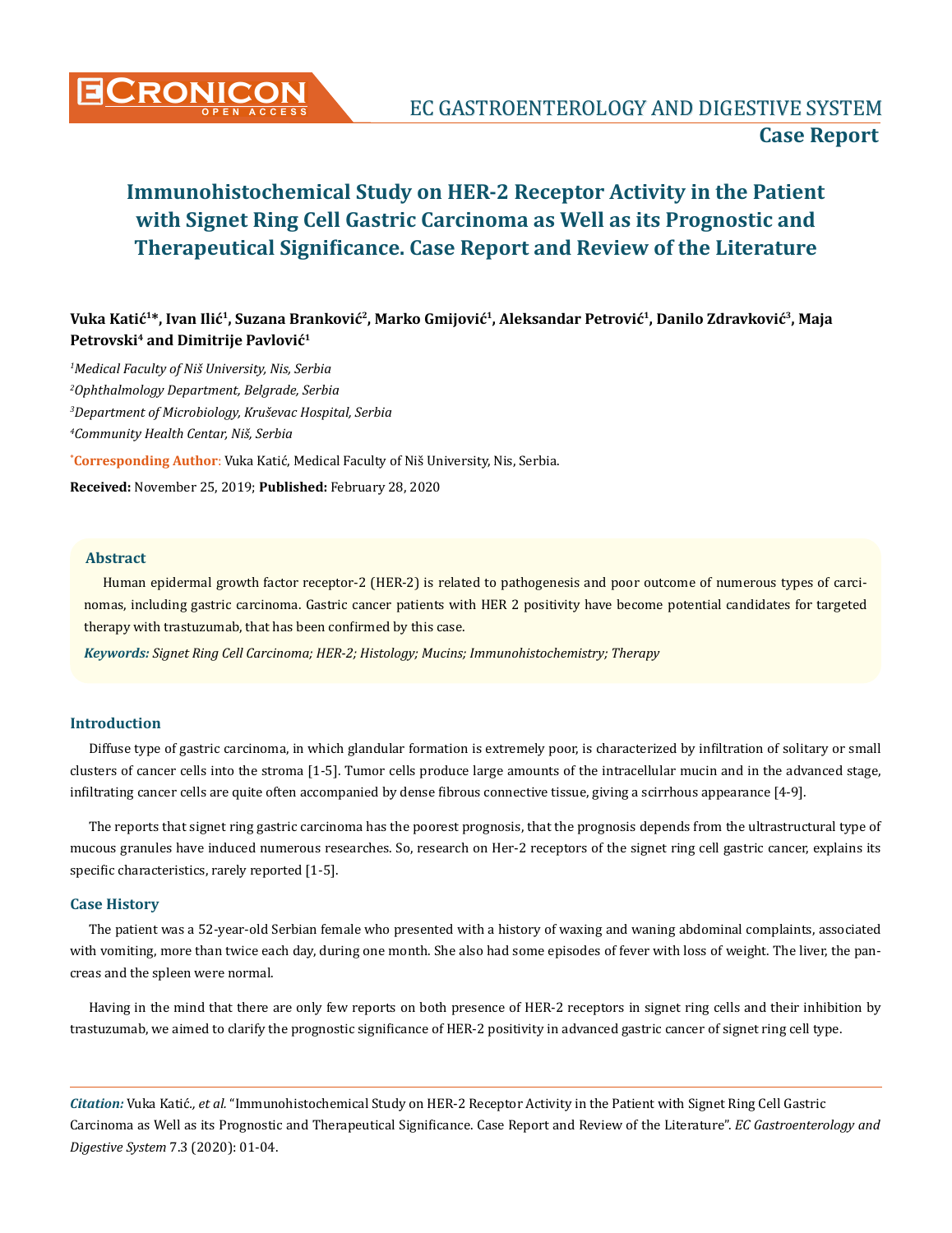# Immunohistochemical Study on HER-2 Receptor Activity in the Patient with Signet Ring Cell Gastric Carcinoma as Well as its Prognostic and Therapeutical Significance. Case Report and Review of the Literature

**Vuka Katić[1]*, Ivan Ilić[1], Suzana Branković[2], Marko Gmijović[1], Aleksandar Petrović[1], Danilo Zdravković[3], Maja Petrovski[4] and Dimitrije Pavlović[1]**

*[1]Medical Faculty of Niš University, Nis, Serbia*

*[2]Ophthalmology Department, Belgrade, Serbia*

*[3]Department of Microbiology, Kruševac Hospital, Serbia*

*[4]Community Health Cantar, Niš, Serbia*

***Corresponding Author**: Vuka Katić, Medical Faculty of Niš University, Nis, Serbia.

**Received:** November 25, 2019; **Published:** February 28, 2020

## Abstract

Human epidermal growth factor receptor-2 (HER-2) is related to pathogenesis and poor outcome of numerous types of carcinomas, including gastric carcinoma. Gastric cancer patients with HER 2 positivity have become potential candidates for targeted therapy with trastuzumab, that has been confirmed by this case.

***Keywords:** Signet Ring Cell Carcinoma; HER-2; Histology; Mucins; Immunohistochemistry; Therapy*

## Introduction

Diffuse type of gastric carcinoma, in which glandular formation is extremely poor, is characterized by infiltration of solitary or small clusters of cancer cells into the stroma [1-5]. Tumor cells produce large amounts of the intracellular mucin and in the advanced stage, infiltrating cancer cells are quite often accompanied by dense fibrous connective tissue, giving a scirrhous appearance [4-9].

The reports that signet ring gastric carcinoma has the poorest prognosis, that the prognosis depends from the ultrastructural type of mucous granules have induced numerous researches. So, research on Her-2 receptors of the signet ring cell gastric cancer, explains its specific characteristics, rarely reported [1-5].

## Case History

The patient was a 52-year-old Serbian female who presented with a history of waxing and waning abdominal complaints, associated with vomiting, more than twice each day, during one month. She also had some episodes of fever with loss of weight. The liver, the pancreas and the spleen were normal.

Having in the mind that there are only few reports on both presence of HER-2 receptors in signet ring cells and their inhibition by trastuzumab, we aimed to clarify the prognostic significance of HER-2 positivity in advanced gastric cancer of signet ring cell type.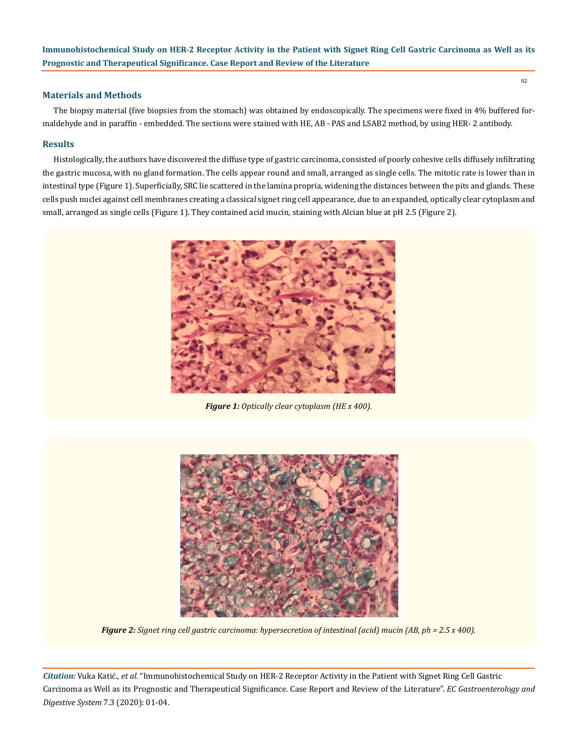## Materials and Methods

The biopsy material (five biopsies from the stomach) was obtained by endoscopically. The specimens were fixed in 4% buffered formaldehyde and in paraffin - embedded. The sections were stained with HE, AB - PAS and LSAB2 method, by using HER- 2 antibody.

## Results

Histologically, the authors have discovered the diffuse type of gastric carcinoma, consisted of poorly cohesive cells diffusely infiltrating the gastric mucosa, with no gland formation. The cells appear round and small, arranged as single cells. The mitotic rate is lower than in intestinal type (Figure 1). Superficially, SRC lie scattered in the lamina propria, widening the distances between the pits and glands. These cells push nuclei against cell membranes creating a classical signet ring cell appearance, due to an expanded, optically clear cytoplasm and small, arranged as single cells (Figure 1). They contained acid mucin, staining with Alcian blue at pH 2.5 (Figure 2).

***Figure 1:*** *Optically clear cytoplasm (HE x 400).*

***Figure 2:*** *Signet ring cell gastric carcinoma: hypersecretion of intestinal (acid) mucin (AB, ph = 2.5 x 400).*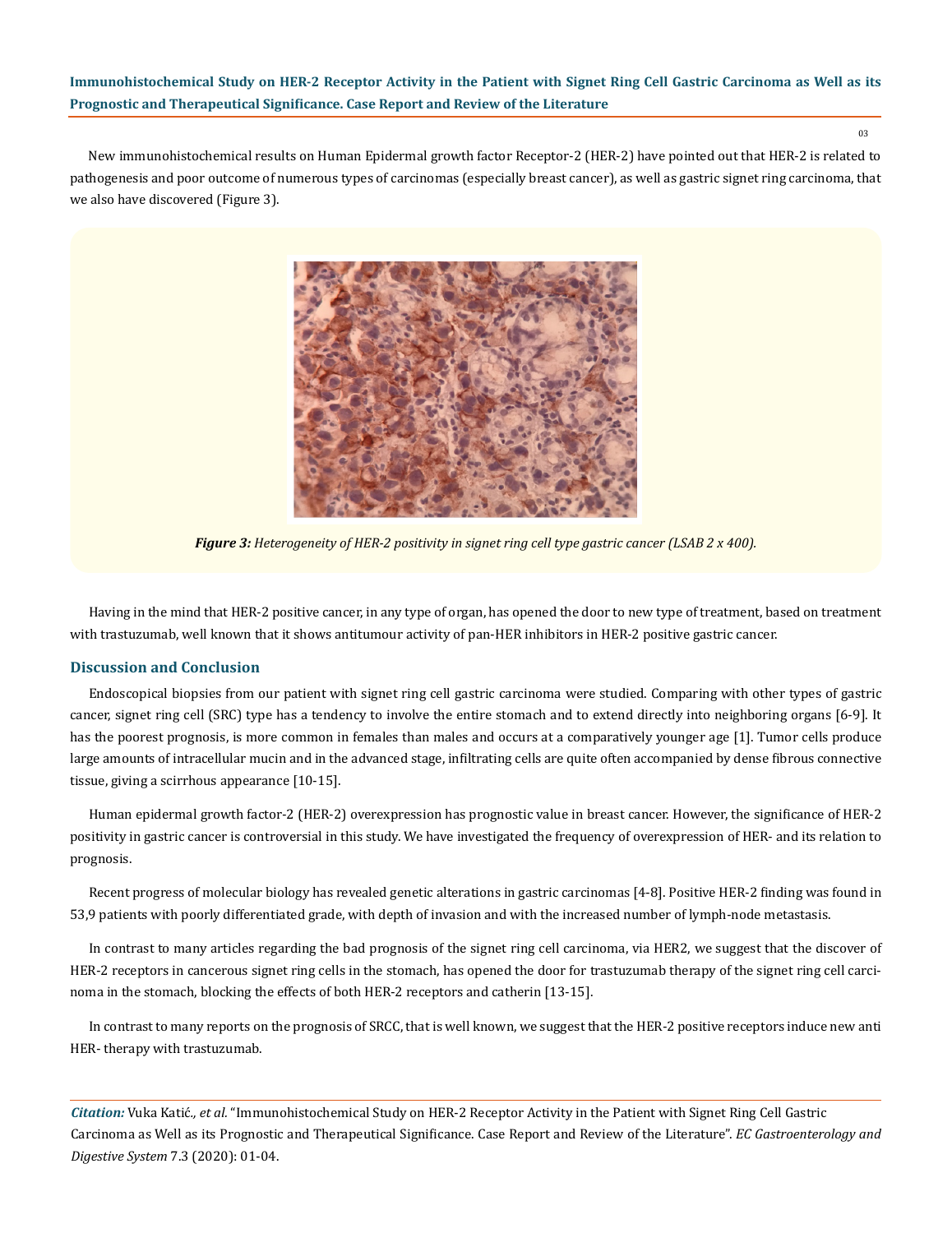New immunohistochemical results on Human Epidermal growth factor Receptor-2 (HER-2) have pointed out that HER-2 is related to pathogenesis and poor outcome of numerous types of carcinomas (especially breast cancer), as well as gastric signet ring carcinoma, that we also have discovered (Figure 3).

***Figure 3:*** *Heterogeneity of HER-2 positivity in signet ring cell type gastric cancer (LSAB 2 x 400).*

Having in the mind that HER-2 positive cancer, in any type of organ, has opened the door to new type of treatment, based on treatment with trastuzumab, well known that it shows antitumour activity of pan-HER inhibitors in HER-2 positive gastric cancer.

## Discussion and Conclusion

Endoscopical biopsies from our patient with signet ring cell gastric carcinoma were studied. Comparing with other types of gastric cancer, signet ring cell (SRC) type has a tendency to involve the entire stomach and to extend directly into neighboring organs [6-9]. It has the poorest prognosis, is more common in females than males and occurs at a comparatively younger age [1]. Tumor cells produce large amounts of intracellular mucin and in the advanced stage, infiltrating cells are quite often accompanied by dense fibrous connective tissue, giving a scirrhous appearance [10-15].

Human epidermal growth factor-2 (HER-2) overexpression has prognostic value in breast cancer. However, the significance of HER-2 positivity in gastric cancer is controversial in this study. We have investigated the frequency of overexpression of HER- and its relation to prognosis.

Recent progress of molecular biology has revealed genetic alterations in gastric carcinomas [4-8]. Positive HER-2 finding was found in 53,9 patients with poorly differentiated grade, with depth of invasion and with the increased number of lymph-node metastasis.

In contrast to many articles regarding the bad prognosis of the signet ring cell carcinoma, via HER2, we suggest that the discover of HER-2 receptors in cancerous signet ring cells in the stomach, has opened the door for trastuzumab therapy of the signet ring cell carcinoma in the stomach, blocking the effects of both HER-2 receptors and catherin [13-15].

In contrast to many reports on the prognosis of SRCC, that is well known, we suggest that the HER-2 positive receptors induce new anti HER- therapy with trastuzumab.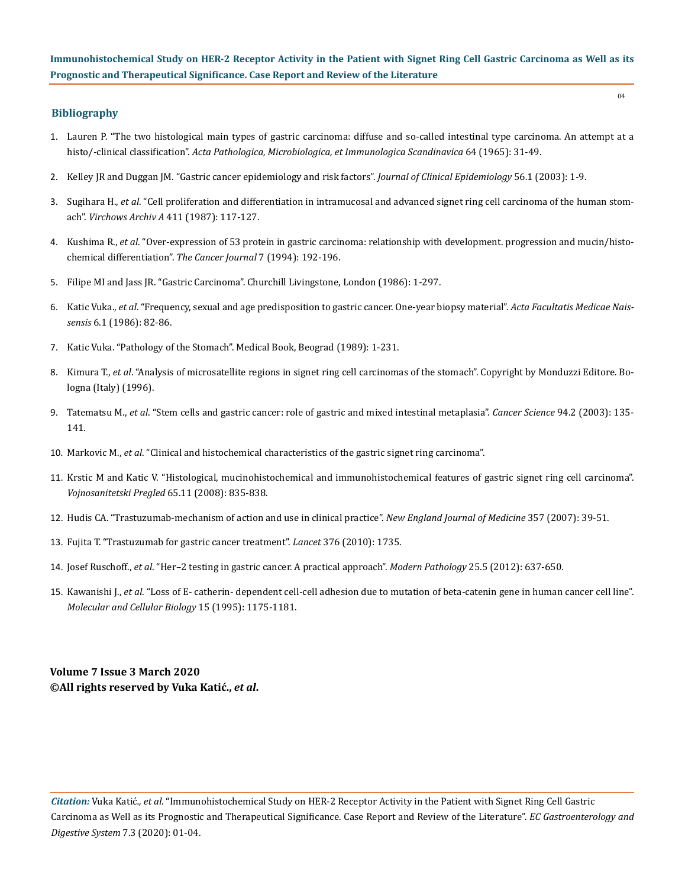## Bibliography

1. Lauren P. "The two histological main types of gastric carcinoma: diffuse and so-called intestinal type carcinoma. An attempt at a histo/-clinical classification". *Acta Pathologica, Microbiologica, et Immunologica Scandinavica* 64 (1965): 31-49.
2. Kelley JR and Duggan JM. "Gastric cancer epidemiology and risk factors". *Journal of Clinical Epidemiology* 56.1 (2003): 1-9.
3. Sugihara H., *et al*. "Cell proliferation and differentiation in intramucosal and advanced signet ring cell carcinoma of the human stomach". *Virchows Archiv A* 411 (1987): 117-127.
4. Kushima R., *et al*. "Over-expression of 53 protein in gastric carcinoma: relationship with development. progression and mucin/histochemical differentiation". *The Cancer Journal* 7 (1994): 192-196.
5. Filipe MI and Jass JR. "Gastric Carcinoma". Churchill Livingstone, London (1986): 1-297.
6. Katic Vuka., *et al*. "Frequency, sexual and age predisposition to gastric cancer. One-year biopsy material". *Acta Facultatis Medicae Naissensis* 6.1 (1986): 82-86.
7. Katic Vuka. "Pathology of the Stomach". Medical Book, Beograd (1989): 1-231.
8. Kimura T., *et al*. "Analysis of microsatellite regions in signet ring cell carcinomas of the stomach". Copyright by Monduzzi Editore. Bologna (Italy) (1996).
9. Tatematsu M., *et al*. "Stem cells and gastric cancer: role of gastric and mixed intestinal metaplasia". *Cancer Science* 94.2 (2003): 135-141.
10. Markovic M., *et al*. "Clinical and histochemical characteristics of the gastric signet ring carcinoma".
11. Krstic M and Katic V. "Histological, mucinohistochemical and immunohistochemical features of gastric signet ring cell carcinoma". *Vojnosanitetski Pregled* 65.11 (2008): 835-838.
12. Hudis CA. "Trastuzumab-mechanism of action and use in clinical practice". *New England Journal of Medicine* 357 (2007): 39-51.
13. Fujita T. "Trastuzumab for gastric cancer treatment". *Lancet* 376 (2010): 1735.
14. Josef Ruschoff., *et al*. "Her–2 testing in gastric cancer. A practical approach". *Modern Pathology* 25.5 (2012): 637-650.
15. Kawanishi J., *et al*. "Loss of E- catherin- dependent cell-cell adhesion due to mutation of beta-catenin gene in human cancer cell line". *Molecular and Cellular Biology* 15 (1995): 1175-1181.

**Volume 7 Issue 3 March 2020**
**©All rights reserved by Vuka Katić., *et al*.**